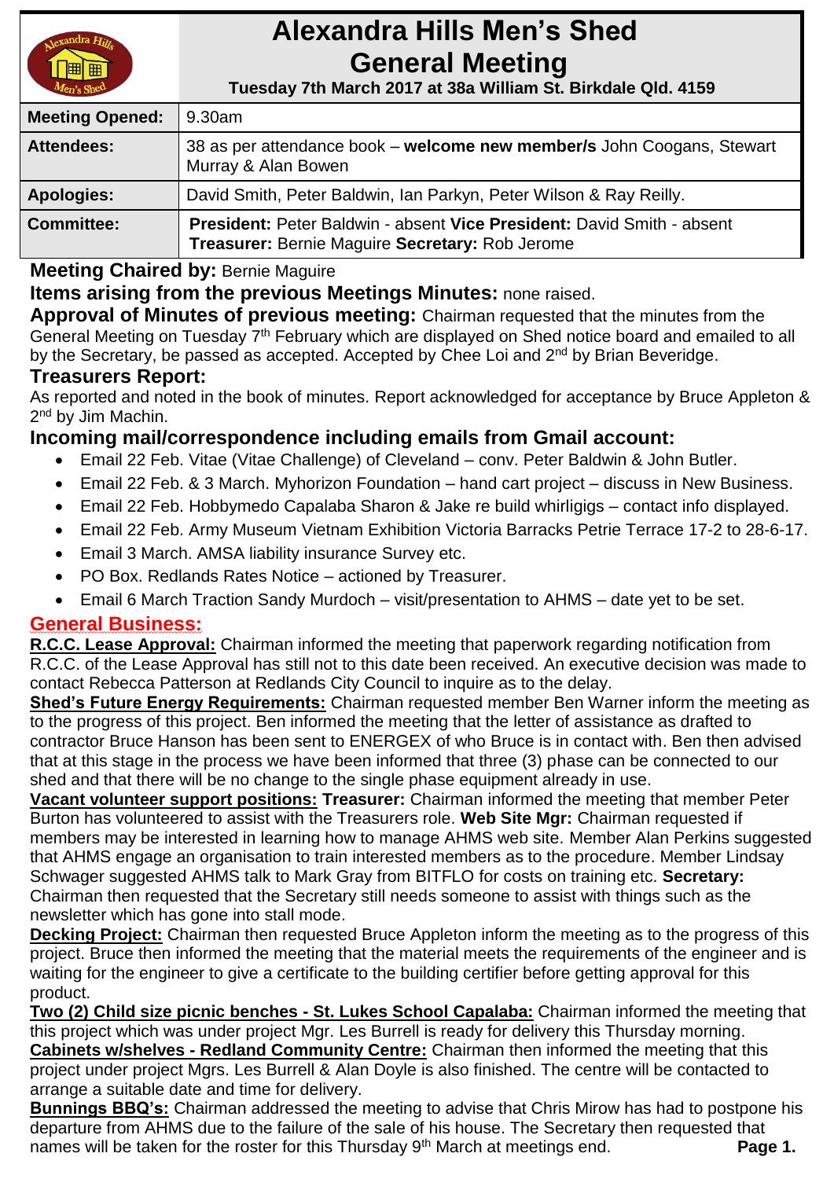# Alexandra Hills Men's Shed
# General Meeting

**Tuesday 7th March 2017 at 38a William St. Birkdale Qld. 4159**

| | |
|---|---|
| **Meeting Opened:** | 9.30am |
| **Attendees:** | 38 as per attendance book – **welcome new member/s** John Coogans, Stewart Murray & Alan Bowen |
| **Apologies:** | David Smith, Peter Baldwin, Ian Parkyn, Peter Wilson & Ray Reilly. |
| **Committee:** | **President:** Peter Baldwin - absent **Vice President:** David Smith - absent **Treasurer:** Bernie Maguire **Secretary:** Rob Jerome |

**Meeting Chaired by:** Bernie Maguire

**Items arising from the previous Meetings Minutes:** none raised.

**Approval of Minutes of previous meeting:** Chairman requested that the minutes from the General Meeting on Tuesday 7th February which are displayed on Shed notice board and emailed to all by the Secretary, be passed as accepted. Accepted by Chee Loi and 2nd by Brian Beveridge.

## Treasurers Report:

As reported and noted in the book of minutes. Report acknowledged for acceptance by Bruce Appleton & 2nd by Jim Machin.

## Incoming mail/correspondence including emails from Gmail account:

- Email 22 Feb. Vitae (Vitae Challenge) of Cleveland – conv. Peter Baldwin & John Butler.
- Email 22 Feb. & 3 March. Myhorizon Foundation – hand cart project – discuss in New Business.
- Email 22 Feb. Hobbymedo Capalaba Sharon & Jake re build whirligigs – contact info displayed.
- Email 22 Feb. Army Museum Vietnam Exhibition Victoria Barracks Petrie Terrace 17-2 to 28-6-17.
- Email 3 March. AMSA liability insurance Survey etc.
- PO Box. Redlands Rates Notice – actioned by Treasurer.
- Email 6 March Traction Sandy Murdoch – visit/presentation to AHMS – date yet to be set.

## General Business:

**R.C.C. Lease Approval:** Chairman informed the meeting that paperwork regarding notification from R.C.C. of the Lease Approval has still not to this date been received. An executive decision was made to contact Rebecca Patterson at Redlands City Council to inquire as to the delay.

**Shed's Future Energy Requirements:** Chairman requested member Ben Warner inform the meeting as to the progress of this project. Ben informed the meeting that the letter of assistance as drafted to contractor Bruce Hanson has been sent to ENERGEX of who Bruce is in contact with. Ben then advised that at this stage in the process we have been informed that three (3) phase can be connected to our shed and that there will be no change to the single phase equipment already in use.

**Vacant volunteer support positions:** **Treasurer:** Chairman informed the meeting that member Peter Burton has volunteered to assist with the Treasurers role. **Web Site Mgr:** Chairman requested if members may be interested in learning how to manage AHMS web site. Member Alan Perkins suggested that AHMS engage an organisation to train interested members as to the procedure. Member Lindsay Schwager suggested AHMS talk to Mark Gray from BITFLO for costs on training etc. **Secretary:** Chairman then requested that the Secretary still needs someone to assist with things such as the newsletter which has gone into stall mode.

**Decking Project:** Chairman then requested Bruce Appleton inform the meeting as to the progress of this project. Bruce then informed the meeting that the material meets the requirements of the engineer and is waiting for the engineer to give a certificate to the building certifier before getting approval for this product.

**Two (2) Child size picnic benches - St. Lukes School Capalaba:** Chairman informed the meeting that this project which was under project Mgr. Les Burrell is ready for delivery this Thursday morning.

**Cabinets w/shelves - Redland Community Centre:** Chairman then informed the meeting that this project under project Mgrs. Les Burrell & Alan Doyle is also finished. The centre will be contacted to arrange a suitable date and time for delivery.

**Bunnings BBQ's:** Chairman addressed the meeting to advise that Chris Mirow has had to postpone his departure from AHMS due to the failure of the sale of his house. The Secretary then requested that names will be taken for the roster for this Thursday 9th March at meetings end.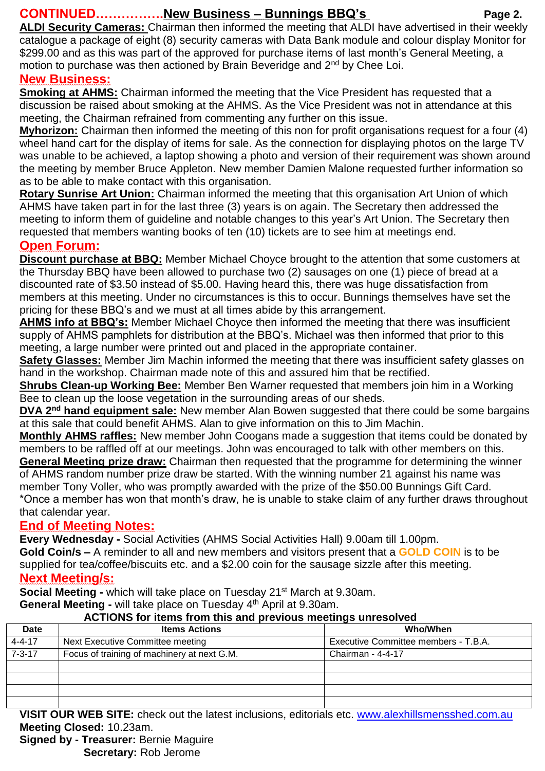## CONTINUED…………….New Business – Bunnings BBQ's

**ALDI Security Cameras:** Chairman then informed the meeting that ALDI have advertised in their weekly catalogue a package of eight (8) security cameras with Data Bank module and colour display Monitor for $299.00 and as this was part of the approved for purchase items of last month's General Meeting, a motion to purchase was then actioned by Brain Beveridge and 2nd by Chee Loi.

## New Business:

**Smoking at AHMS:** Chairman informed the meeting that the Vice President has requested that a discussion be raised about smoking at the AHMS. As the Vice President was not in attendance at this meeting, the Chairman refrained from commenting any further on this issue.

**Myhorizon:** Chairman then informed the meeting of this non for profit organisations request for a four (4) wheel hand cart for the display of items for sale. As the connection for displaying photos on the large TV was unable to be achieved, a laptop showing a photo and version of their requirement was shown around the meeting by member Bruce Appleton. New member Damien Malone requested further information so as to be able to make contact with this organisation.

**Rotary Sunrise Art Union:** Chairman informed the meeting that this organisation Art Union of which AHMS have taken part in for the last three (3) years is on again. The Secretary then addressed the meeting to inform them of guideline and notable changes to this year's Art Union. The Secretary then requested that members wanting books of ten (10) tickets are to see him at meetings end.

## Open Forum:

**Discount purchase at BBQ:** Member Michael Choyce brought to the attention that some customers at the Thursday BBQ have been allowed to purchase two (2) sausages on one (1) piece of bread at a discounted rate of $3.50 instead of $5.00. Having heard this, there was huge dissatisfaction from members at this meeting. Under no circumstances is this to occur. Bunnings themselves have set the pricing for these BBQ's and we must at all times abide by this arrangement.

**AHMS info at BBQ's:** Member Michael Choyce then informed the meeting that there was insufficient supply of AHMS pamphlets for distribution at the BBQ's. Michael was then informed that prior to this meeting, a large number were printed out and placed in the appropriate container.

**Safety Glasses:** Member Jim Machin informed the meeting that there was insufficient safety glasses on hand in the workshop. Chairman made note of this and assured him that be rectified.

**Shrubs Clean-up Working Bee:** Member Ben Warner requested that members join him in a Working Bee to clean up the loose vegetation in the surrounding areas of our sheds.

**DVA 2nd hand equipment sale:** New member Alan Bowen suggested that there could be some bargains at this sale that could benefit AHMS. Alan to give information on this to Jim Machin.

**Monthly AHMS raffles:** New member John Coogans made a suggestion that items could be donated by members to be raffled off at our meetings. John was encouraged to talk with other members on this.

**General Meeting prize draw:** Chairman then requested that the programme for determining the winner of AHMS random number prize draw be started. With the winning number 21 against his name was member Tony Voller, who was promptly awarded with the prize of the $50.00 Bunnings Gift Card.
*Once a member has won that month's draw, he is unable to stake claim of any further draws throughout that calendar year.

## End of Meeting Notes:

**Every Wednesday -** Social Activities (AHMS Social Activities Hall) 9.00am till 1.00pm.
**Gold Coin/s –** A reminder to all and new members and visitors present that a **GOLD COIN** is to be supplied for tea/coffee/biscuits etc. and a $2.00 coin for the sausage sizzle after this meeting.

## Next Meeting/s:

**Social Meeting -** which will take place on Tuesday 21st March at 9.30am.
**General Meeting -** will take place on Tuesday 4th April at 9.30am.

**ACTIONS for items from this and previous meetings unresolved**

| Date | Items Actions | Who/When |
|---|---|---|
| 4-4-17 | Next Executive Committee meeting | Executive Committee members - T.B.A. |
| 7-3-17 | Focus of training of machinery at next G.M. | Chairman - 4-4-17 |
| | | |
| | | |
| | | |
| | | |

**VISIT OUR WEB SITE:** check out the latest inclusions, editorials etc. www.alexhillsmensshed.com.au
**Meeting Closed:** 10.23am.
**Signed by - Treasurer:** Bernie Maguire
**Secretary:** Rob Jerome